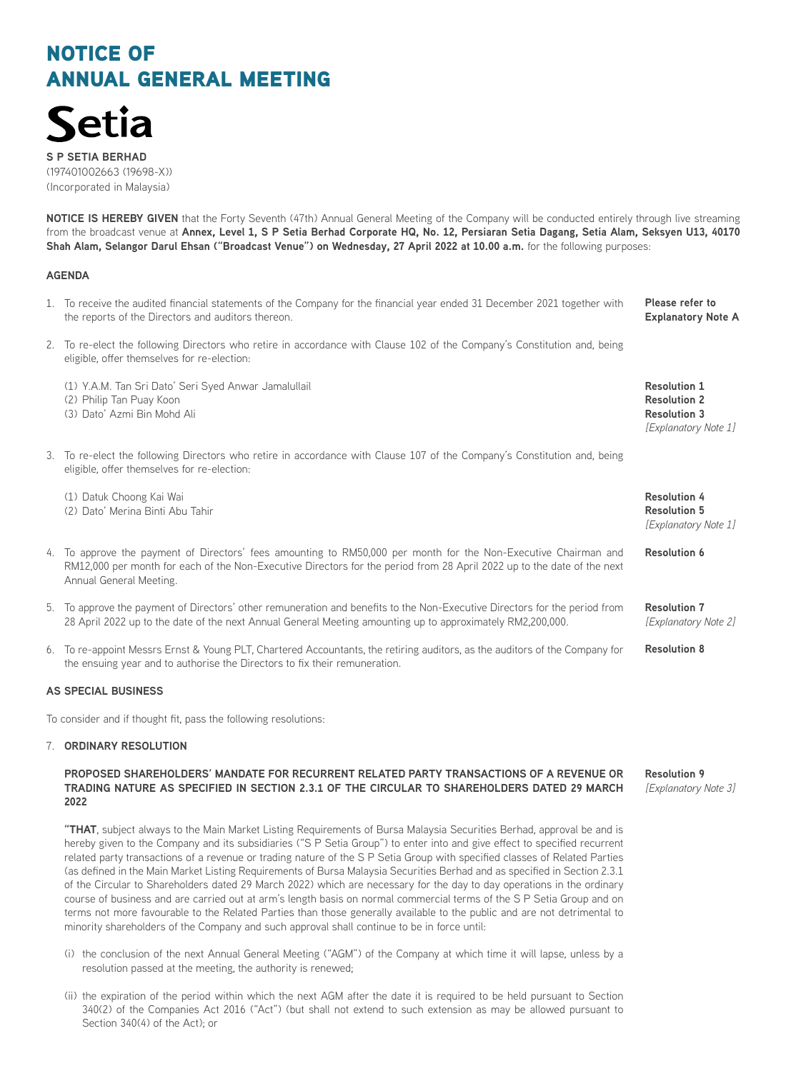# NOTICE OF ANNUAL GENERAL MEETING

**Setia**

**S P SETIA BERHAD**
(197401002663 (19698-X))
(Incorporated in Malaysia)

**NOTICE IS HEREBY GIVEN** that the Forty Seventh (47th) Annual General Meeting of the Company will be conducted entirely through live streaming from the broadcast venue at **Annex, Level 1, S P Setia Berhad Corporate HQ, No. 12, Persiaran Setia Dagang, Setia Alam, Seksyen U13, 40170 Shah Alam, Selangor Darul Ehsan ("Broadcast Venue") on Wednesday, 27 April 2022 at 10.00 a.m.** for the following purposes:

## AGENDA

1. To receive the audited financial statements of the Company for the financial year ended 31 December 2021 together with the reports of the Directors and auditors thereon. — **Please refer to Explanatory Note A**

2. To re-elect the following Directors who retire in accordance with Clause 102 of the Company's Constitution and, being eligible, offer themselves for re-election:

   (1) Y.A.M. Tan Sri Dato' Seri Syed Anwar Jamalullail — **Resolution 1**
   (2) Philip Tan Puay Koon — **Resolution 2**
   (3) Dato' Azmi Bin Mohd Ali — **Resolution 3**
   *[Explanatory Note 1]*

3. To re-elect the following Directors who retire in accordance with Clause 107 of the Company's Constitution and, being eligible, offer themselves for re-election:

   (1) Datuk Choong Kai Wai — **Resolution 4**
   (2) Dato' Merina Binti Abu Tahir — **Resolution 5**
   *[Explanatory Note 1]*

4. To approve the payment of Directors' fees amounting to RM50,000 per month for the Non-Executive Chairman and RM12,000 per month for each of the Non-Executive Directors for the period from 28 April 2022 up to the date of the next Annual General Meeting. — **Resolution 6**

5. To approve the payment of Directors' other remuneration and benefits to the Non-Executive Directors for the period from 28 April 2022 up to the date of the next Annual General Meeting amounting up to approximately RM2,200,000. — **Resolution 7** *[Explanatory Note 2]*

6. To re-appoint Messrs Ernst & Young PLT, Chartered Accountants, the retiring auditors, as the auditors of the Company for the ensuing year and to authorise the Directors to fix their remuneration. — **Resolution 8**

## AS SPECIAL BUSINESS

To consider and if thought fit, pass the following resolutions:

7. **ORDINARY RESOLUTION**

   **PROPOSED SHAREHOLDERS' MANDATE FOR RECURRENT RELATED PARTY TRANSACTIONS OF A REVENUE OR TRADING NATURE AS SPECIFIED IN SECTION 2.3.1 OF THE CIRCULAR TO SHAREHOLDERS DATED 29 MARCH 2022** — **Resolution 9** *[Explanatory Note 3]*

   **"THAT**, subject always to the Main Market Listing Requirements of Bursa Malaysia Securities Berhad, approval be and is hereby given to the Company and its subsidiaries ("S P Setia Group") to enter into and give effect to specified recurrent related party transactions of a revenue or trading nature of the S P Setia Group with specified classes of Related Parties (as defined in the Main Market Listing Requirements of Bursa Malaysia Securities Berhad and as specified in Section 2.3.1 of the Circular to Shareholders dated 29 March 2022) which are necessary for the day to day operations in the ordinary course of business and are carried out at arm's length basis on normal commercial terms of the S P Setia Group and on terms not more favourable to the Related Parties than those generally available to the public and are not detrimental to minority shareholders of the Company and such approval shall continue to be in force until:

   (i) the conclusion of the next Annual General Meeting ("AGM") of the Company at which time it will lapse, unless by a resolution passed at the meeting, the authority is renewed;

   (ii) the expiration of the period within which the next AGM after the date it is required to be held pursuant to Section 340(2) of the Companies Act 2016 ("Act") (but shall not extend to such extension as may be allowed pursuant to Section 340(4) of the Act); or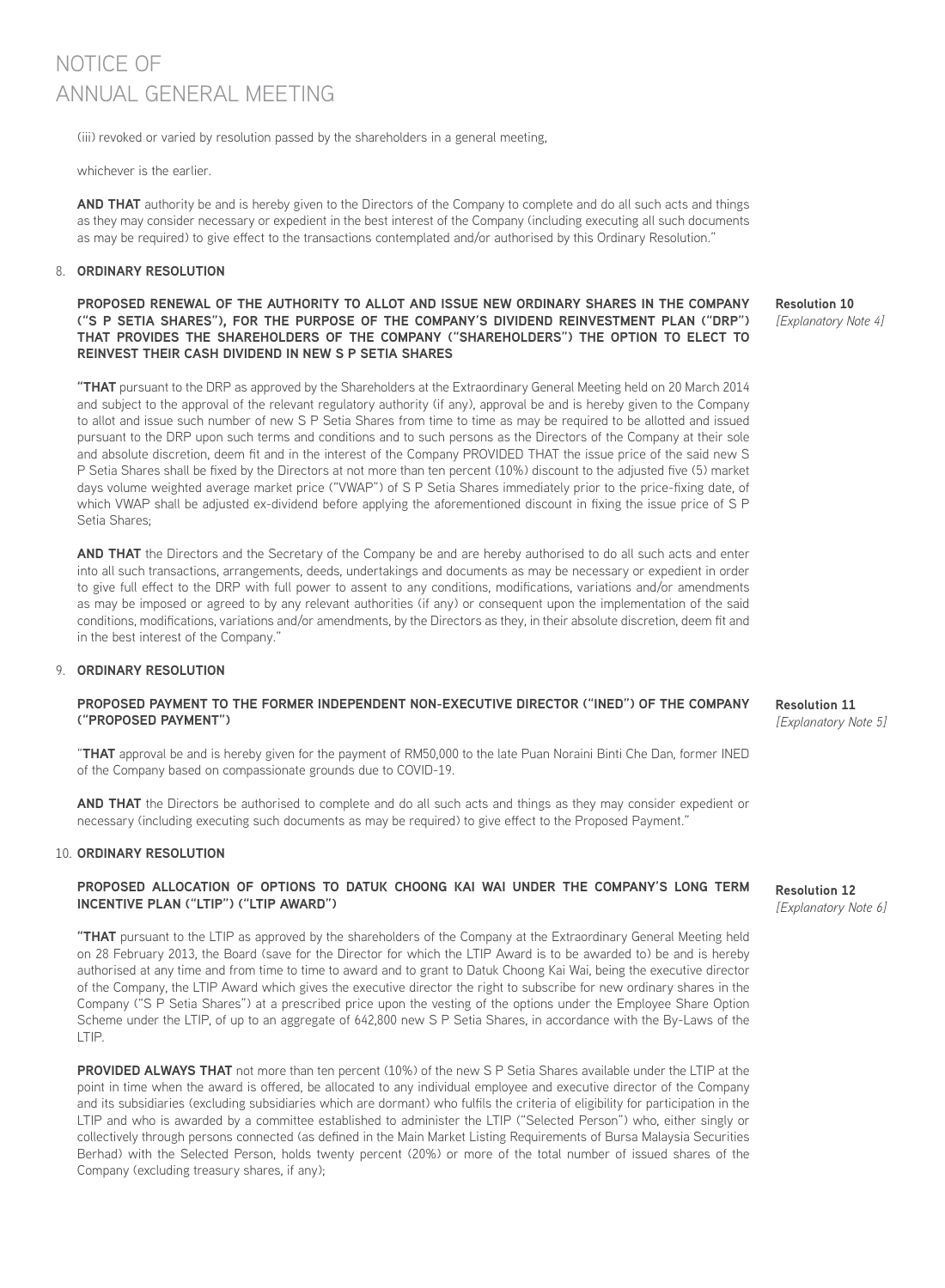(iii) revoked or varied by resolution passed by the shareholders in a general meeting,

whichever is the earlier.

**AND THAT** authority be and is hereby given to the Directors of the Company to complete and do all such acts and things as they may consider necessary or expedient in the best interest of the Company (including executing all such documents as may be required) to give effect to the transactions contemplated and/or authorised by this Ordinary Resolution."

8. **ORDINARY RESOLUTION**

**PROPOSED RENEWAL OF THE AUTHORITY TO ALLOT AND ISSUE NEW ORDINARY SHARES IN THE COMPANY ("S P SETIA SHARES"), FOR THE PURPOSE OF THE COMPANY'S DIVIDEND REINVESTMENT PLAN ("DRP") THAT PROVIDES THE SHAREHOLDERS OF THE COMPANY ("SHAREHOLDERS") THE OPTION TO ELECT TO REINVEST THEIR CASH DIVIDEND IN NEW S P SETIA SHARES**

**Resolution 10**
*[Explanatory Note 4]*

**"THAT** pursuant to the DRP as approved by the Shareholders at the Extraordinary General Meeting held on 20 March 2014 and subject to the approval of the relevant regulatory authority (if any), approval be and is hereby given to the Company to allot and issue such number of new S P Setia Shares from time to time as may be required to be allotted and issued pursuant to the DRP upon such terms and conditions and to such persons as the Directors of the Company at their sole and absolute discretion, deem fit and in the interest of the Company PROVIDED THAT the issue price of the said new S P Setia Shares shall be fixed by the Directors at not more than ten percent (10%) discount to the adjusted five (5) market days volume weighted average market price ("VWAP") of S P Setia Shares immediately prior to the price-fixing date, of which VWAP shall be adjusted ex-dividend before applying the aforementioned discount in fixing the issue price of S P Setia Shares;

**AND THAT** the Directors and the Secretary of the Company be and are hereby authorised to do all such acts and enter into all such transactions, arrangements, deeds, undertakings and documents as may be necessary or expedient in order to give full effect to the DRP with full power to assent to any conditions, modifications, variations and/or amendments as may be imposed or agreed to by any relevant authorities (if any) or consequent upon the implementation of the said conditions, modifications, variations and/or amendments, by the Directors as they, in their absolute discretion, deem fit and in the best interest of the Company."

9. **ORDINARY RESOLUTION**

**PROPOSED PAYMENT TO THE FORMER INDEPENDENT NON-EXECUTIVE DIRECTOR ("INED") OF THE COMPANY ("PROPOSED PAYMENT")**

**Resolution 11**
*[Explanatory Note 5]*

"**THAT** approval be and is hereby given for the payment of RM50,000 to the late Puan Noraini Binti Che Dan, former INED of the Company based on compassionate grounds due to COVID-19.

**AND THAT** the Directors be authorised to complete and do all such acts and things as they may consider expedient or necessary (including executing such documents as may be required) to give effect to the Proposed Payment."

10. **ORDINARY RESOLUTION**

**PROPOSED ALLOCATION OF OPTIONS TO DATUK CHOONG KAI WAI UNDER THE COMPANY'S LONG TERM INCENTIVE PLAN ("LTIP") ("LTIP AWARD")**

**Resolution 12**
*[Explanatory Note 6]*

**"THAT** pursuant to the LTIP as approved by the shareholders of the Company at the Extraordinary General Meeting held on 28 February 2013, the Board (save for the Director for which the LTIP Award is to be awarded to) be and is hereby authorised at any time and from time to time to award and to grant to Datuk Choong Kai Wai, being the executive director of the Company, the LTIP Award which gives the executive director the right to subscribe for new ordinary shares in the Company ("S P Setia Shares") at a prescribed price upon the vesting of the options under the Employee Share Option Scheme under the LTIP, of up to an aggregate of 642,800 new S P Setia Shares, in accordance with the By-Laws of the LTIP.

**PROVIDED ALWAYS THAT** not more than ten percent (10%) of the new S P Setia Shares available under the LTIP at the point in time when the award is offered, be allocated to any individual employee and executive director of the Company and its subsidiaries (excluding subsidiaries which are dormant) who fulfils the criteria of eligibility for participation in the LTIP and who is awarded by a committee established to administer the LTIP ("Selected Person") who, either singly or collectively through persons connected (as defined in the Main Market Listing Requirements of Bursa Malaysia Securities Berhad) with the Selected Person, holds twenty percent (20%) or more of the total number of issued shares of the Company (excluding treasury shares, if any);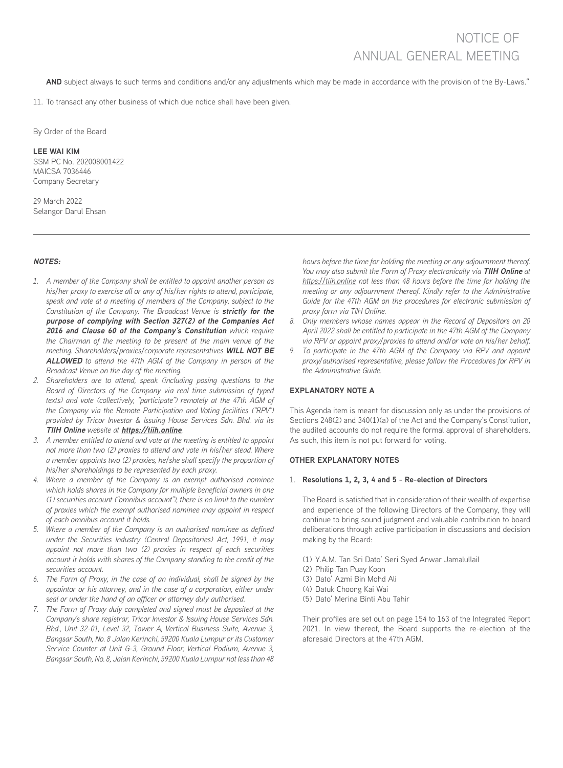**AND** subject always to such terms and conditions and/or any adjustments which may be made in accordance with the provision of the By-Laws."

11. To transact any other business of which due notice shall have been given.

By Order of the Board

**LEE WAI KIM**
SSM PC No. 202008001422
MAICSA 7036446
Company Secretary

29 March 2022
Selangor Darul Ehsan

---

***NOTES:***

1. *A member of the Company shall be entitled to appoint another person as his/her proxy to exercise all or any of his/her rights to attend, participate, speak and vote at a meeting of members of the Company, subject to the Constitution of the Company. The Broadcast Venue is **strictly for the purpose of complying with Section 327(2) of the Companies Act 2016 and Clause 60 of the Company's Constitution** which require the Chairman of the meeting to be present at the main venue of the meeting. Shareholders/proxies/corporate representatives **WILL NOT BE ALLOWED** to attend the 47th AGM of the Company in person at the Broadcast Venue on the day of the meeting.*
2. *Shareholders are to attend, speak (including posing questions to the Board of Directors of the Company via real time submission of typed texts) and vote (collectively, "participate") remotely at the 47th AGM of the Company via the Remote Participation and Voting facilities ("RPV") provided by Tricor Investor & Issuing House Services Sdn. Bhd. via its **TIIH Online** website at **https://tiih.online**.*
3. *A member entitled to attend and vote at the meeting is entitled to appoint not more than two (2) proxies to attend and vote in his/her stead. Where a member appoints two (2) proxies, he/she shall specify the proportion of his/her shareholdings to be represented by each proxy.*
4. *Where a member of the Company is an exempt authorised nominee which holds shares in the Company for multiple beneficial owners in one (1) securities account ("omnibus account"), there is no limit to the number of proxies which the exempt authorised nominee may appoint in respect of each omnibus account it holds.*
5. *Where a member of the Company is an authorised nominee as defined under the Securities Industry (Central Depositories) Act, 1991, it may appoint not more than two (2) proxies in respect of each securities account it holds with shares of the Company standing to the credit of the securities account.*
6. *The Form of Proxy, in the case of an individual, shall be signed by the appointor or his attorney, and in the case of a corporation, either under seal or under the hand of an officer or attorney duly authorised.*
7. *The Form of Proxy duly completed and signed must be deposited at the Company's share registrar, Tricor Investor & Issuing House Services Sdn. Bhd., Unit 32-01, Level 32, Tower A, Vertical Business Suite, Avenue 3, Bangsar South, No. 8 Jalan Kerinchi, 59200 Kuala Lumpur or its Customer Service Counter at Unit G-3, Ground Floor, Vertical Podium, Avenue 3, Bangsar South, No. 8, Jalan Kerinchi, 59200 Kuala Lumpur not less than 48 hours before the time for holding the meeting or any adjournment thereof. You may also submit the Form of Proxy electronically via **TIIH Online** at https://tiih.online not less than 48 hours before the time for holding the meeting or any adjournment thereof. Kindly refer to the Administrative Guide for the 47th AGM on the procedures for electronic submission of proxy form via TIIH Online.*
8. *Only members whose names appear in the Record of Depositors on 20 April 2022 shall be entitled to participate in the 47th AGM of the Company via RPV or appoint proxy/proxies to attend and/or vote on his/her behalf.*
9. *To participate in the 47th AGM of the Company via RPV and appoint proxy/authorised representative, please follow the Procedures for RPV in the Administrative Guide.*

**EXPLANATORY NOTE A**

This Agenda item is meant for discussion only as under the provisions of Sections 248(2) and 340(1)(a) of the Act and the Company's Constitution, the audited accounts do not require the formal approval of shareholders. As such, this item is not put forward for voting.

**OTHER EXPLANATORY NOTES**

1. **Resolutions 1, 2, 3, 4 and 5 - Re-election of Directors**

   The Board is satisfied that in consideration of their wealth of expertise and experience of the following Directors of the Company, they will continue to bring sound judgment and valuable contribution to board deliberations through active participation in discussions and decision making by the Board:

   (1) Y.A.M. Tan Sri Dato' Seri Syed Anwar Jamalullail
   (2) Philip Tan Puay Koon
   (3) Dato' Azmi Bin Mohd Ali
   (4) Datuk Choong Kai Wai
   (5) Dato' Merina Binti Abu Tahir

   Their profiles are set out on page 154 to 163 of the Integrated Report 2021. In view thereof, the Board supports the re-election of the aforesaid Directors at the 47th AGM.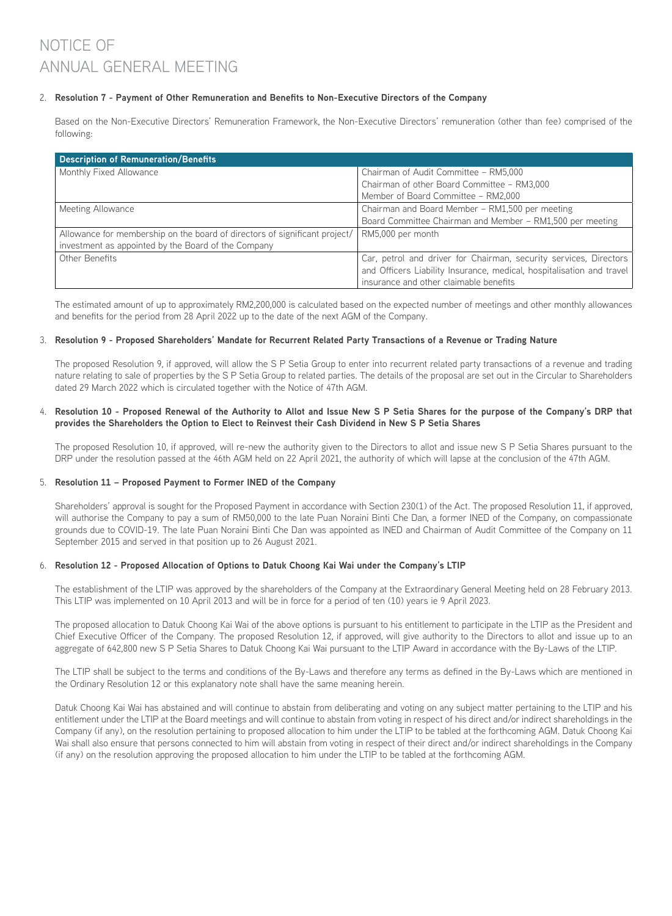# NOTICE OF ANNUAL GENERAL MEETING

2. **Resolution 7 - Payment of Other Remuneration and Benefits to Non-Executive Directors of the Company**

   Based on the Non-Executive Directors' Remuneration Framework, the Non-Executive Directors' remuneration (other than fee) comprised of the following:

| Description of Remuneration/Benefits | |
|---|---|
| Monthly Fixed Allowance | Chairman of Audit Committee – RM5,000<br>Chairman of other Board Committee – RM3,000<br>Member of Board Committee – RM2,000 |
| Meeting Allowance | Chairman and Board Member – RM1,500 per meeting<br>Board Committee Chairman and Member – RM1,500 per meeting |
| Allowance for membership on the board of directors of significant project/ investment as appointed by the Board of the Company | RM5,000 per month |
| Other Benefits | Car, petrol and driver for Chairman, security services, Directors and Officers Liability Insurance, medical, hospitalisation and travel insurance and other claimable benefits |

   The estimated amount of up to approximately RM2,200,000 is calculated based on the expected number of meetings and other monthly allowances and benefits for the period from 28 April 2022 up to the date of the next AGM of the Company.

3. **Resolution 9 - Proposed Shareholders' Mandate for Recurrent Related Party Transactions of a Revenue or Trading Nature**

   The proposed Resolution 9, if approved, will allow the S P Setia Group to enter into recurrent related party transactions of a revenue and trading nature relating to sale of properties by the S P Setia Group to related parties. The details of the proposal are set out in the Circular to Shareholders dated 29 March 2022 which is circulated together with the Notice of 47th AGM.

4. **Resolution 10 - Proposed Renewal of the Authority to Allot and Issue New S P Setia Shares for the purpose of the Company's DRP that provides the Shareholders the Option to Elect to Reinvest their Cash Dividend in New S P Setia Shares**

   The proposed Resolution 10, if approved, will re-new the authority given to the Directors to allot and issue new S P Setia Shares pursuant to the DRP under the resolution passed at the 46th AGM held on 22 April 2021, the authority of which will lapse at the conclusion of the 47th AGM.

5. **Resolution 11 – Proposed Payment to Former INED of the Company**

   Shareholders' approval is sought for the Proposed Payment in accordance with Section 230(1) of the Act. The proposed Resolution 11, if approved, will authorise the Company to pay a sum of RM50,000 to the late Puan Noraini Binti Che Dan, a former INED of the Company, on compassionate grounds due to COVID-19. The late Puan Noraini Binti Che Dan was appointed as INED and Chairman of Audit Committee of the Company on 11 September 2015 and served in that position up to 26 August 2021.

6. **Resolution 12 - Proposed Allocation of Options to Datuk Choong Kai Wai under the Company's LTIP**

   The establishment of the LTIP was approved by the shareholders of the Company at the Extraordinary General Meeting held on 28 February 2013. This LTIP was implemented on 10 April 2013 and will be in force for a period of ten (10) years ie 9 April 2023.

   The proposed allocation to Datuk Choong Kai Wai of the above options is pursuant to his entitlement to participate in the LTIP as the President and Chief Executive Officer of the Company. The proposed Resolution 12, if approved, will give authority to the Directors to allot and issue up to an aggregate of 642,800 new S P Setia Shares to Datuk Choong Kai Wai pursuant to the LTIP Award in accordance with the By-Laws of the LTIP.

   The LTIP shall be subject to the terms and conditions of the By-Laws and therefore any terms as defined in the By-Laws which are mentioned in the Ordinary Resolution 12 or this explanatory note shall have the same meaning herein.

   Datuk Choong Kai Wai has abstained and will continue to abstain from deliberating and voting on any subject matter pertaining to the LTIP and his entitlement under the LTIP at the Board meetings and will continue to abstain from voting in respect of his direct and/or indirect shareholdings in the Company (if any), on the resolution pertaining to proposed allocation to him under the LTIP to be tabled at the forthcoming AGM. Datuk Choong Kai Wai shall also ensure that persons connected to him will abstain from voting in respect of their direct and/or indirect shareholdings in the Company (if any) on the resolution approving the proposed allocation to him under the LTIP to be tabled at the forthcoming AGM.